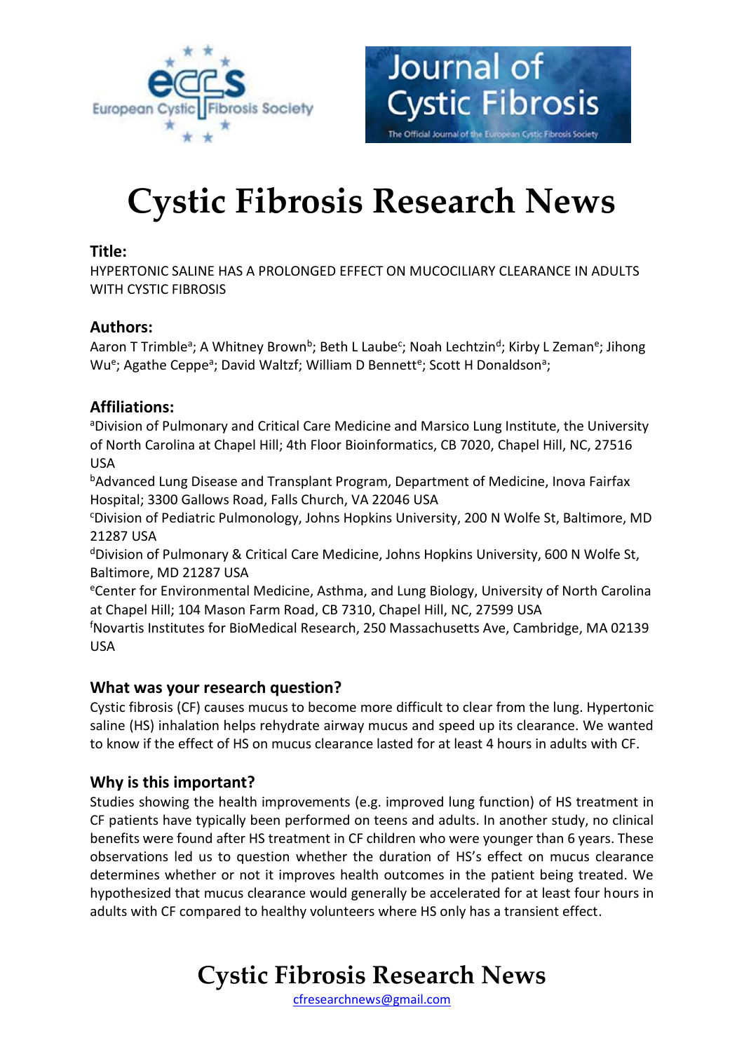# Cystic Fibrosis Research News

## Title:

HYPERTONIC SALINE HAS A PROLONGED EFFECT ON MUCOCILIARY CLEARANCE IN ADULTS WITH CYSTIC FIBROSIS

## Authors:

Aaron T Trimble[a]; A Whitney Brown[b]; Beth L Laube[c]; Noah Lechtzin[d]; Kirby L Zeman[e]; Jihong Wu[e]; Agathe Ceppe[a]; David Waltz[f]; William D Bennett[e]; Scott H Donaldson[a];

## Affiliations:

[a]Division of Pulmonary and Critical Care Medicine and Marsico Lung Institute, the University of North Carolina at Chapel Hill; 4th Floor Bioinformatics, CB 7020, Chapel Hill, NC, 27516 USA

[b]Advanced Lung Disease and Transplant Program, Department of Medicine, Inova Fairfax Hospital; 3300 Gallows Road, Falls Church, VA 22046 USA

[c]Division of Pediatric Pulmonology, Johns Hopkins University, 200 N Wolfe St, Baltimore, MD 21287 USA

[d]Division of Pulmonary & Critical Care Medicine, Johns Hopkins University, 600 N Wolfe St, Baltimore, MD 21287 USA

[e]Center for Environmental Medicine, Asthma, and Lung Biology, University of North Carolina at Chapel Hill; 104 Mason Farm Road, CB 7310, Chapel Hill, NC, 27599 USA

[f]Novartis Institutes for BioMedical Research, 250 Massachusetts Ave, Cambridge, MA 02139 USA

## What was your research question?

Cystic fibrosis (CF) causes mucus to become more difficult to clear from the lung. Hypertonic saline (HS) inhalation helps rehydrate airway mucus and speed up its clearance. We wanted to know if the effect of HS on mucus clearance lasted for at least 4 hours in adults with CF.

## Why is this important?

Studies showing the health improvements (e.g. improved lung function) of HS treatment in CF patients have typically been performed on teens and adults. In another study, no clinical benefits were found after HS treatment in CF children who were younger than 6 years. These observations led us to question whether the duration of HS's effect on mucus clearance determines whether or not it improves health outcomes in the patient being treated. We hypothesized that mucus clearance would generally be accelerated for at least four hours in adults with CF compared to healthy volunteers where HS only has a transient effect.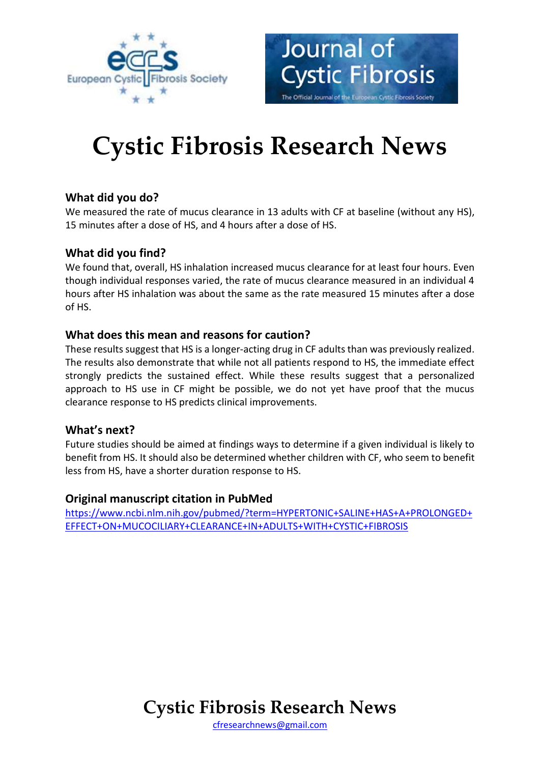# Cystic Fibrosis Research News

### What did you do?

We measured the rate of mucus clearance in 13 adults with CF at baseline (without any HS), 15 minutes after a dose of HS, and 4 hours after a dose of HS.

### What did you find?

We found that, overall, HS inhalation increased mucus clearance for at least four hours. Even though individual responses varied, the rate of mucus clearance measured in an individual 4 hours after HS inhalation was about the same as the rate measured 15 minutes after a dose of HS.

### What does this mean and reasons for caution?

These results suggest that HS is a longer-acting drug in CF adults than was previously realized. The results also demonstrate that while not all patients respond to HS, the immediate effect strongly predicts the sustained effect. While these results suggest that a personalized approach to HS use in CF might be possible, we do not yet have proof that the mucus clearance response to HS predicts clinical improvements.

### What's next?

Future studies should be aimed at findings ways to determine if a given individual is likely to benefit from HS. It should also be determined whether children with CF, who seem to benefit less from HS, have a shorter duration response to HS.

### Original manuscript citation in PubMed

https://www.ncbi.nlm.nih.gov/pubmed/?term=HYPERTONIC+SALINE+HAS+A+PROLONGED+EFFECT+ON+MUCOCILIARY+CLEARANCE+IN+ADULTS+WITH+CYSTIC+FIBROSIS

**Cystic Fibrosis Research News**

cfresearchnews@gmail.com